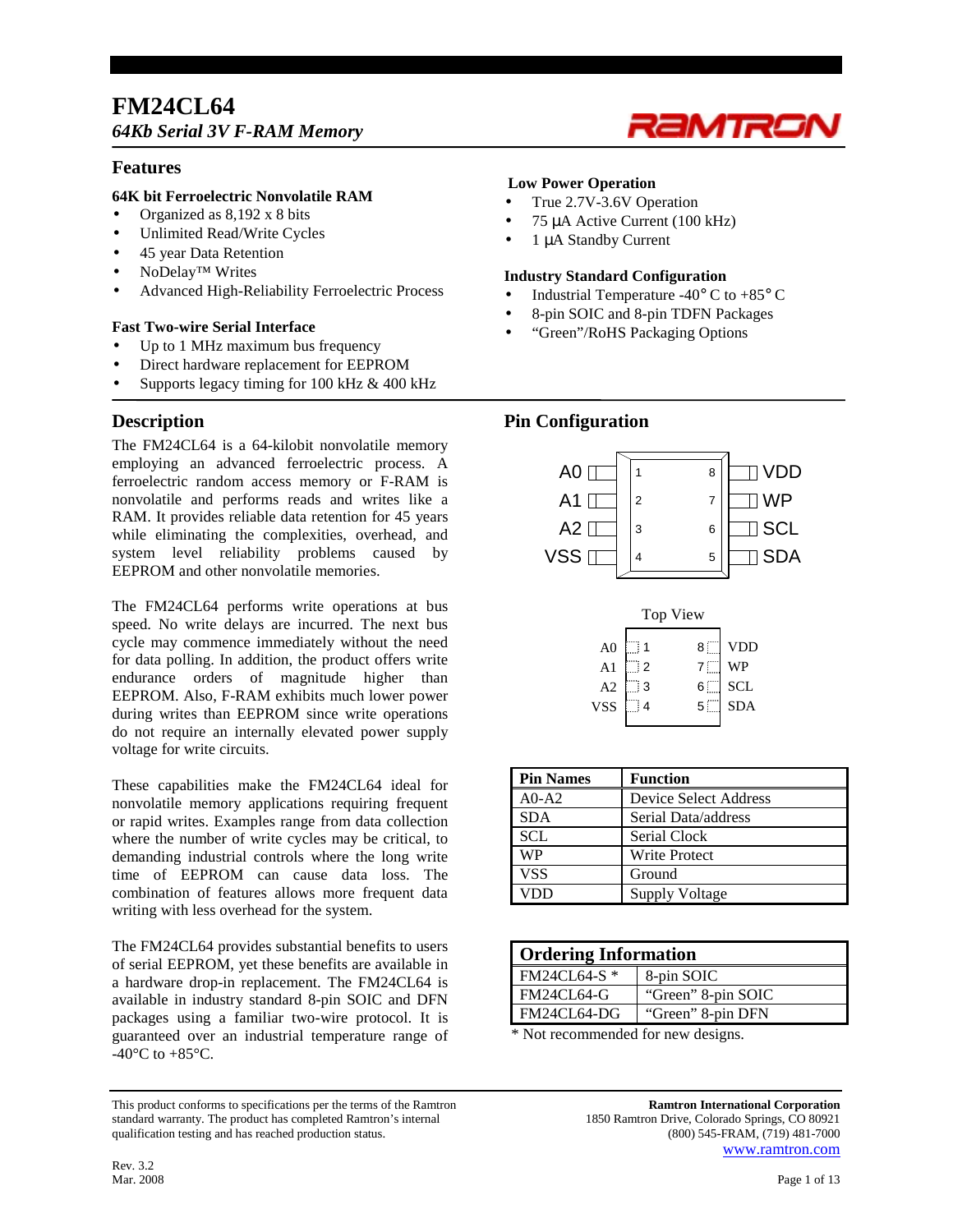# FM24CL64

***64Kb Serial 3V F-RAM Memory***

## Features

**64K bit Ferroelectric Nonvolatile RAM**

- Organized as 8,192 x 8 bits
- Unlimited Read/Write Cycles
- 45 year Data Retention
- NoDelay™ Writes
- Advanced High-Reliability Ferroelectric Process

**Fast Two-wire Serial Interface**

- Up to 1 MHz maximum bus frequency
- Direct hardware replacement for EEPROM
- Supports legacy timing for 100 kHz & 400 kHz

**Low Power Operation**

- True 2.7V-3.6V Operation
- 75 µA Active Current (100 kHz)
- 1 µA Standby Current

**Industry Standard Configuration**

- Industrial Temperature -40° C to +85° C
- 8-pin SOIC and 8-pin TDFN Packages
- "Green"/RoHS Packaging Options

## Description

The FM24CL64 is a 64-kilobit nonvolatile memory employing an advanced ferroelectric process. A ferroelectric random access memory or F-RAM is nonvolatile and performs reads and writes like a RAM. It provides reliable data retention for 45 years while eliminating the complexities, overhead, and system level reliability problems caused by EEPROM and other nonvolatile memories.

The FM24CL64 performs write operations at bus speed. No write delays are incurred. The next bus cycle may commence immediately without the need for data polling. In addition, the product offers write endurance orders of magnitude higher than EEPROM. Also, F-RAM exhibits much lower power during writes than EEPROM since write operations do not require an internally elevated power supply voltage for write circuits.

These capabilities make the FM24CL64 ideal for nonvolatile memory applications requiring frequent or rapid writes. Examples range from data collection where the number of write cycles may be critical, to demanding industrial controls where the long write time of EEPROM can cause data loss. The combination of features allows more frequent data writing with less overhead for the system.

The FM24CL64 provides substantial benefits to users of serial EEPROM, yet these benefits are available in a hardware drop-in replacement. The FM24CL64 is available in industry standard 8-pin SOIC and DFN packages using a familiar two-wire protocol. It is guaranteed over an industrial temperature range of -40°C to +85°C.

## Pin Configuration

| Pin | Name | Pin | Name |
|---|---|---|---|
| 1 | A0 | 8 | VDD |
| 2 | A1 | 7 | WP |
| 3 | A2 | 6 | SCL |
| 4 | VSS | 5 | SDA |

Top View

| Pin | Name | Pin | Name |
|---|---|---|---|
| 1 | A0 | 8 | VDD |
| 2 | A1 | 7 | WP |
| 3 | A2 | 6 | SCL |
| 4 | VSS | 5 | SDA |

| Pin Names | Function |
|---|---|
| A0-A2 | Device Select Address |
| SDA | Serial Data/address |
| SCL | Serial Clock |
| WP | Write Protect |
| VSS | Ground |
| VDD | Supply Voltage |

| Ordering Information | |
|---|---|
| FM24CL64-S * | 8-pin SOIC |
| FM24CL64-G | "Green" 8-pin SOIC |
| FM24CL64-DG | "Green" 8-pin DFN |

\* Not recommended for new designs.

This product conforms to specifications per the terms of the Ramtron standard warranty. The product has completed Ramtron's internal qualification testing and has reached production status.

**Ramtron International Corporation**
1850 Ramtron Drive, Colorado Springs, CO 80921
(800) 545-FRAM, (719) 481-7000
www.ramtron.com

Rev. 3.2
Mar. 2008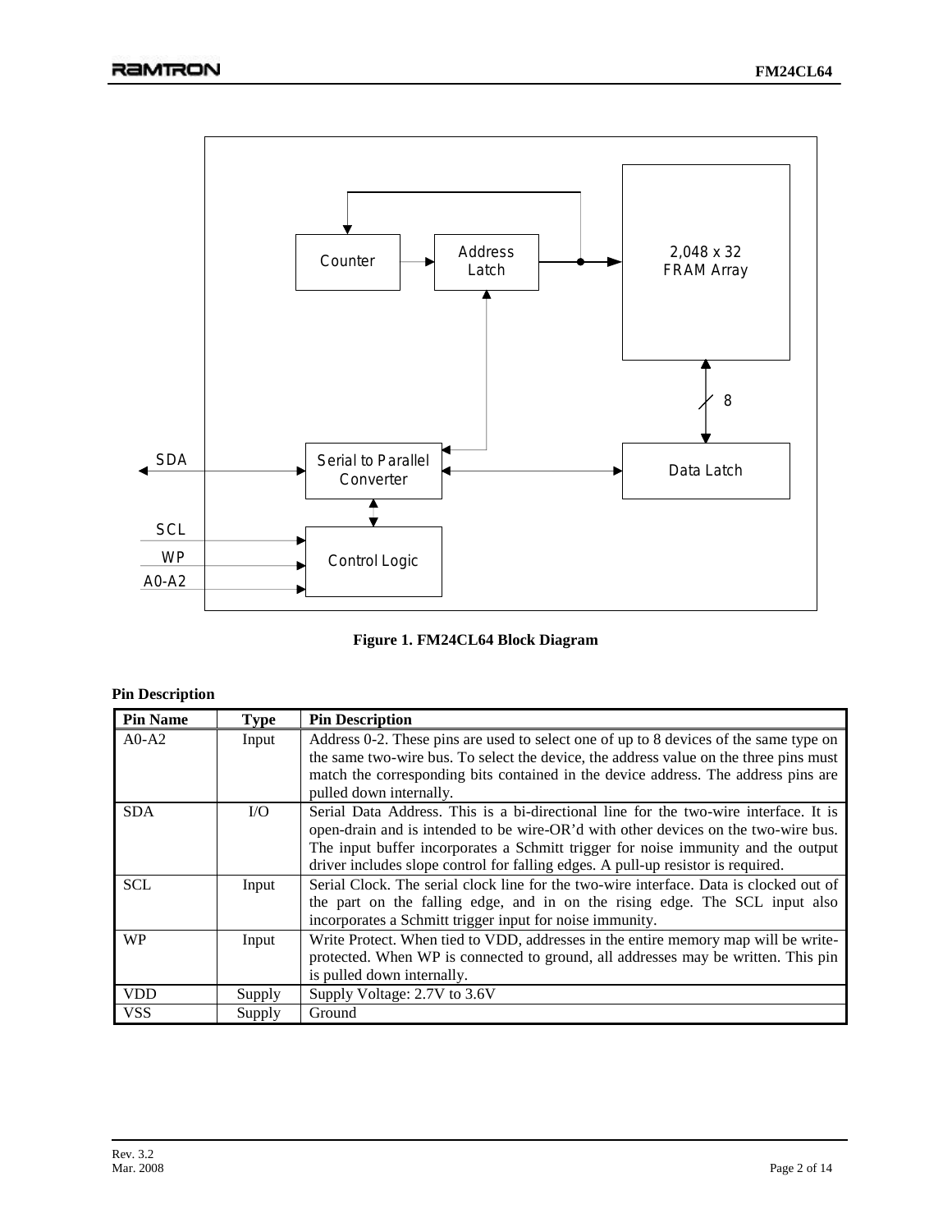Counter

Address Latch

2,048 x 32 FRAM Array

8

SDA

Serial to Parallel Converter

Data Latch

SCL

WP

A0-A2

Control Logic

**Figure 1. FM24CL64 Block Diagram**

**Pin Description**

| Pin Name | Type | Pin Description |
|---|---|---|
| A0-A2 | Input | Address 0-2. These pins are used to select one of up to 8 devices of the same type on the same two-wire bus. To select the device, the address value on the three pins must match the corresponding bits contained in the device address. The address pins are pulled down internally. |
| SDA | I/O | Serial Data Address. This is a bi-directional line for the two-wire interface. It is open-drain and is intended to be wire-OR'd with other devices on the two-wire bus. The input buffer incorporates a Schmitt trigger for noise immunity and the output driver includes slope control for falling edges. A pull-up resistor is required. |
| SCL | Input | Serial Clock. The serial clock line for the two-wire interface. Data is clocked out of the part on the falling edge, and in on the rising edge. The SCL input also incorporates a Schmitt trigger input for noise immunity. |
| WP | Input | Write Protect. When tied to VDD, addresses in the entire memory map will be write-protected. When WP is connected to ground, all addresses may be written. This pin is pulled down internally. |
| VDD | Supply | Supply Voltage: 2.7V to 3.6V |
| VSS | Supply | Ground |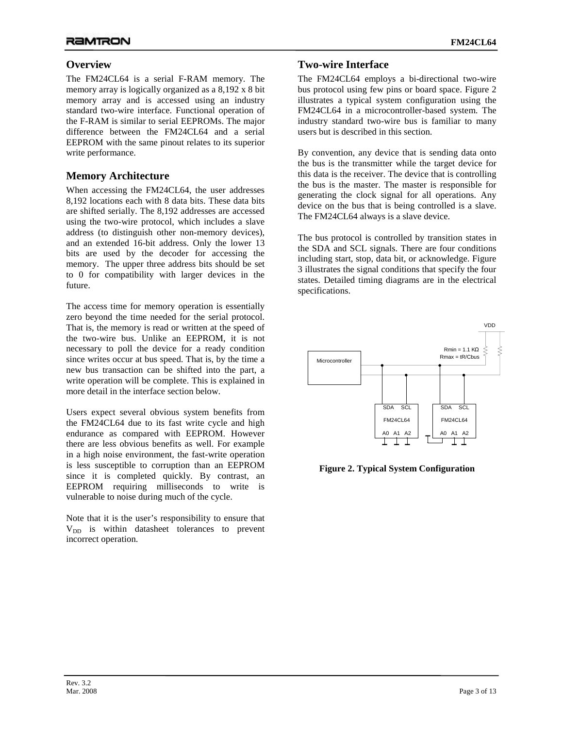## Overview

The FM24CL64 is a serial F-RAM memory. The memory array is logically organized as a 8,192 x 8 bit memory array and is accessed using an industry standard two-wire interface. Functional operation of the F-RAM is similar to serial EEPROMs. The major difference between the FM24CL64 and a serial EEPROM with the same pinout relates to its superior write performance.

## Memory Architecture

When accessing the FM24CL64, the user addresses 8,192 locations each with 8 data bits. These data bits are shifted serially. The 8,192 addresses are accessed using the two-wire protocol, which includes a slave address (to distinguish other non-memory devices), and an extended 16-bit address. Only the lower 13 bits are used by the decoder for accessing the memory. The upper three address bits should be set to 0 for compatibility with larger devices in the future.

The access time for memory operation is essentially zero beyond the time needed for the serial protocol. That is, the memory is read or written at the speed of the two-wire bus. Unlike an EEPROM, it is not necessary to poll the device for a ready condition since writes occur at bus speed. That is, by the time a new bus transaction can be shifted into the part, a write operation will be complete. This is explained in more detail in the interface section below.

Users expect several obvious system benefits from the FM24CL64 due to its fast write cycle and high endurance as compared with EEPROM. However there are less obvious benefits as well. For example in a high noise environment, the fast-write operation is less susceptible to corruption than an EEPROM since it is completed quickly. By contrast, an EEPROM requiring milliseconds to write is vulnerable to noise during much of the cycle.

Note that it is the user's responsibility to ensure that $V_{DD}$ is within datasheet tolerances to prevent incorrect operation.

## Two-wire Interface

The FM24CL64 employs a bi-directional two-wire bus protocol using few pins or board space. Figure 2 illustrates a typical system configuration using the FM24CL64 in a microcontroller-based system. The industry standard two-wire bus is familiar to many users but is described in this section.

By convention, any device that is sending data onto the bus is the transmitter while the target device for this data is the receiver. The device that is controlling the bus is the master. The master is responsible for generating the clock signal for all operations. Any device on the bus that is being controlled is a slave. The FM24CL64 always is a slave device.

The bus protocol is controlled by transition states in the SDA and SCL signals. There are four conditions including start, stop, data bit, or acknowledge. Figure 3 illustrates the signal conditions that specify the four states. Detailed timing diagrams are in the electrical specifications.

**Figure 2. Typical System Configuration**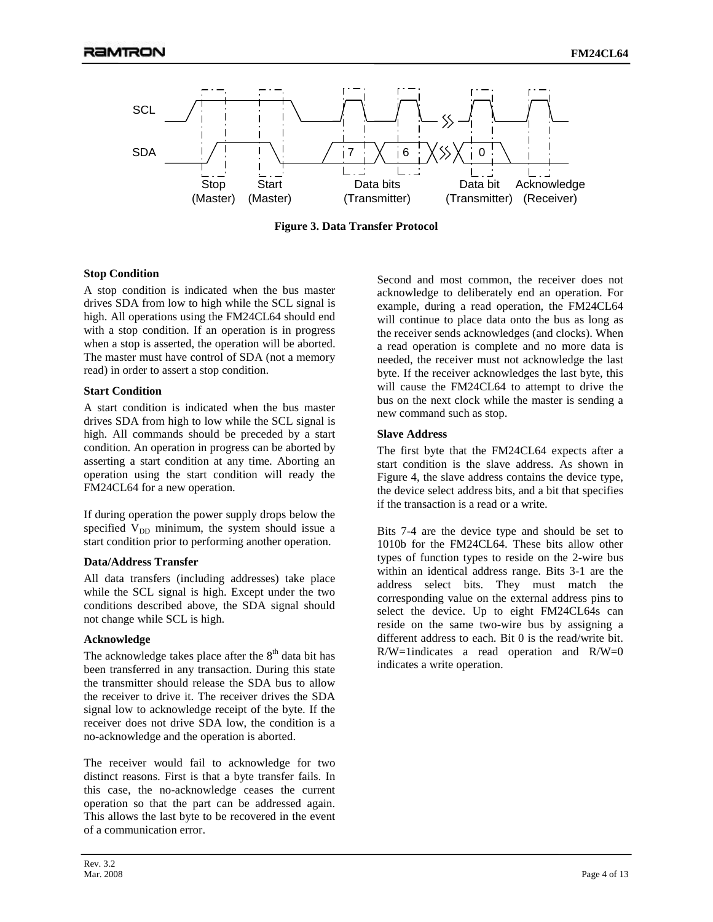Figure 3. Data Transfer Protocol

### Stop Condition

A stop condition is indicated when the bus master drives SDA from low to high while the SCL signal is high. All operations using the FM24CL64 should end with a stop condition. If an operation is in progress when a stop is asserted, the operation will be aborted. The master must have control of SDA (not a memory read) in order to assert a stop condition.

### Start Condition

A start condition is indicated when the bus master drives SDA from high to low while the SCL signal is high. All commands should be preceded by a start condition. An operation in progress can be aborted by asserting a start condition at any time. Aborting an operation using the start condition will ready the FM24CL64 for a new operation.

If during operation the power supply drops below the specified $V_{DD}$ minimum, the system should issue a start condition prior to performing another operation.

### Data/Address Transfer

All data transfers (including addresses) take place while the SCL signal is high. Except under the two conditions described above, the SDA signal should not change while SCL is high.

### Acknowledge

The acknowledge takes place after the $8^{th}$ data bit has been transferred in any transaction. During this state the transmitter should release the SDA bus to allow the receiver to drive it. The receiver drives the SDA signal low to acknowledge receipt of the byte. If the receiver does not drive SDA low, the condition is a no-acknowledge and the operation is aborted.

The receiver would fail to acknowledge for two distinct reasons. First is that a byte transfer fails. In this case, the no-acknowledge ceases the current operation so that the part can be addressed again. This allows the last byte to be recovered in the event of a communication error.

Second and most common, the receiver does not acknowledge to deliberately end an operation. For example, during a read operation, the FM24CL64 will continue to place data onto the bus as long as the receiver sends acknowledges (and clocks). When a read operation is complete and no more data is needed, the receiver must not acknowledge the last byte. If the receiver acknowledges the last byte, this will cause the FM24CL64 to attempt to drive the bus on the next clock while the master is sending a new command such as stop.

### Slave Address

The first byte that the FM24CL64 expects after a start condition is the slave address. As shown in Figure 4, the slave address contains the device type, the device select address bits, and a bit that specifies if the transaction is a read or a write.

Bits 7-4 are the device type and should be set to 1010b for the FM24CL64. These bits allow other types of function types to reside on the 2-wire bus within an identical address range. Bits 3-1 are the address select bits. They must match the corresponding value on the external address pins to select the device. Up to eight FM24CL64s can reside on the same two-wire bus by assigning a different address to each. Bit 0 is the read/write bit. R/W=1indicates a read operation and R/W=0 indicates a write operation.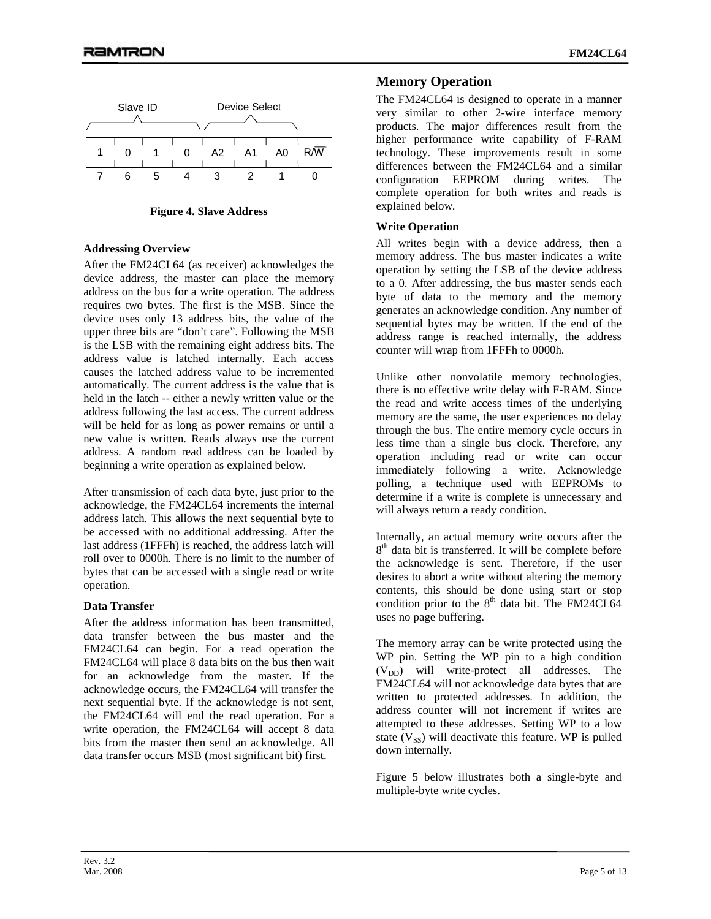| Slave ID | | | | Device Select | | | |
|---|---|---|---|---|---|---|---|
| 1 | 0 | 1 | 0 | A2 | A1 | A0 | R/$\overline{W}$ |
| 7 | 6 | 5 | 4 | 3 | 2 | 1 | 0 |

**Figure 4. Slave Address**

### Addressing Overview

After the FM24CL64 (as receiver) acknowledges the device address, the master can place the memory address on the bus for a write operation. The address requires two bytes. The first is the MSB. Since the device uses only 13 address bits, the value of the upper three bits are "don't care". Following the MSB is the LSB with the remaining eight address bits. The address value is latched internally. Each access causes the latched address value to be incremented automatically. The current address is the value that is held in the latch -- either a newly written value or the address following the last access. The current address will be held for as long as power remains or until a new value is written. Reads always use the current address. A random read address can be loaded by beginning a write operation as explained below.

After transmission of each data byte, just prior to the acknowledge, the FM24CL64 increments the internal address latch. This allows the next sequential byte to be accessed with no additional addressing. After the last address (1FFFh) is reached, the address latch will roll over to 0000h. There is no limit to the number of bytes that can be accessed with a single read or write operation.

### Data Transfer

After the address information has been transmitted, data transfer between the bus master and the FM24CL64 can begin. For a read operation the FM24CL64 will place 8 data bits on the bus then wait for an acknowledge from the master. If the acknowledge occurs, the FM24CL64 will transfer the next sequential byte. If the acknowledge is not sent, the FM24CL64 will end the read operation. For a write operation, the FM24CL64 will accept 8 data bits from the master then send an acknowledge. All data transfer occurs MSB (most significant bit) first.

## Memory Operation

The FM24CL64 is designed to operate in a manner very similar to other 2-wire interface memory products. The major differences result from the higher performance write capability of F-RAM technology. These improvements result in some differences between the FM24CL64 and a similar configuration EEPROM during writes. The complete operation for both writes and reads is explained below.

### Write Operation

All writes begin with a device address, then a memory address. The bus master indicates a write operation by setting the LSB of the device address to a 0. After addressing, the bus master sends each byte of data to the memory and the memory generates an acknowledge condition. Any number of sequential bytes may be written. If the end of the address range is reached internally, the address counter will wrap from 1FFFh to 0000h.

Unlike other nonvolatile memory technologies, there is no effective write delay with F-RAM. Since the read and write access times of the underlying memory are the same, the user experiences no delay through the bus. The entire memory cycle occurs in less time than a single bus clock. Therefore, any operation including read or write can occur immediately following a write. Acknowledge polling, a technique used with EEPROMs to determine if a write is complete is unnecessary and will always return a ready condition.

Internally, an actual memory write occurs after the $8^{th}$ data bit is transferred. It will be complete before the acknowledge is sent. Therefore, if the user desires to abort a write without altering the memory contents, this should be done using start or stop condition prior to the $8^{th}$ data bit. The FM24CL64 uses no page buffering.

The memory array can be write protected using the WP pin. Setting the WP pin to a high condition ($V_{DD}$) will write-protect all addresses. The FM24CL64 will not acknowledge data bytes that are written to protected addresses. In addition, the address counter will not increment if writes are attempted to these addresses. Setting WP to a low state ($V_{SS}$) will deactivate this feature. WP is pulled down internally.

Figure 5 below illustrates both a single-byte and multiple-byte write cycles.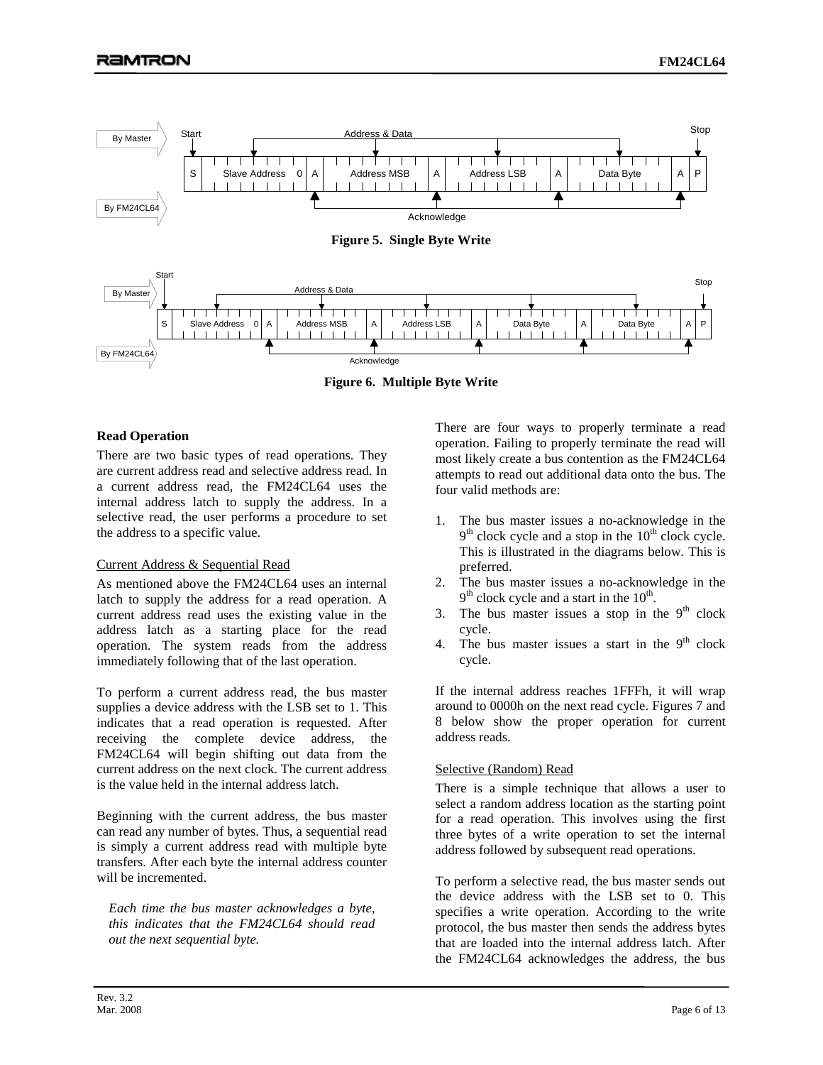Figure 5. Single Byte Write

Figure 6. Multiple Byte Write

### Read Operation

There are two basic types of read operations. They are current address read and selective address read. In a current address read, the FM24CL64 uses the internal address latch to supply the address. In a selective read, the user performs a procedure to set the address to a specific value.

#### Current Address & Sequential Read

As mentioned above the FM24CL64 uses an internal latch to supply the address for a read operation. A current address read uses the existing value in the address latch as a starting place for the read operation. The system reads from the address immediately following that of the last operation.

To perform a current address read, the bus master supplies a device address with the LSB set to 1. This indicates that a read operation is requested. After receiving the complete device address, the FM24CL64 will begin shifting out data from the current address on the next clock. The current address is the value held in the internal address latch.

Beginning with the current address, the bus master can read any number of bytes. Thus, a sequential read is simply a current address read with multiple byte transfers. After each byte the internal address counter will be incremented.

*Each time the bus master acknowledges a byte, this indicates that the FM24CL64 should read out the next sequential byte.*

There are four ways to properly terminate a read operation. Failing to properly terminate the read will most likely create a bus contention as the FM24CL64 attempts to read out additional data onto the bus. The four valid methods are:

1. The bus master issues a no-acknowledge in the $9^{th}$ clock cycle and a stop in the $10^{th}$ clock cycle. This is illustrated in the diagrams below. This is preferred.
2. The bus master issues a no-acknowledge in the $9^{th}$ clock cycle and a start in the $10^{th}$.
3. The bus master issues a stop in the $9^{th}$ clock cycle.
4. The bus master issues a start in the $9^{th}$ clock cycle.

If the internal address reaches 1FFFh, it will wrap around to 0000h on the next read cycle. Figures 7 and 8 below show the proper operation for current address reads.

#### Selective (Random) Read

There is a simple technique that allows a user to select a random address location as the starting point for a read operation. This involves using the first three bytes of a write operation to set the internal address followed by subsequent read operations.

To perform a selective read, the bus master sends out the device address with the LSB set to 0. This specifies a write operation. According to the write protocol, the bus master then sends the address bytes that are loaded into the internal address latch. After the FM24CL64 acknowledges the address, the bus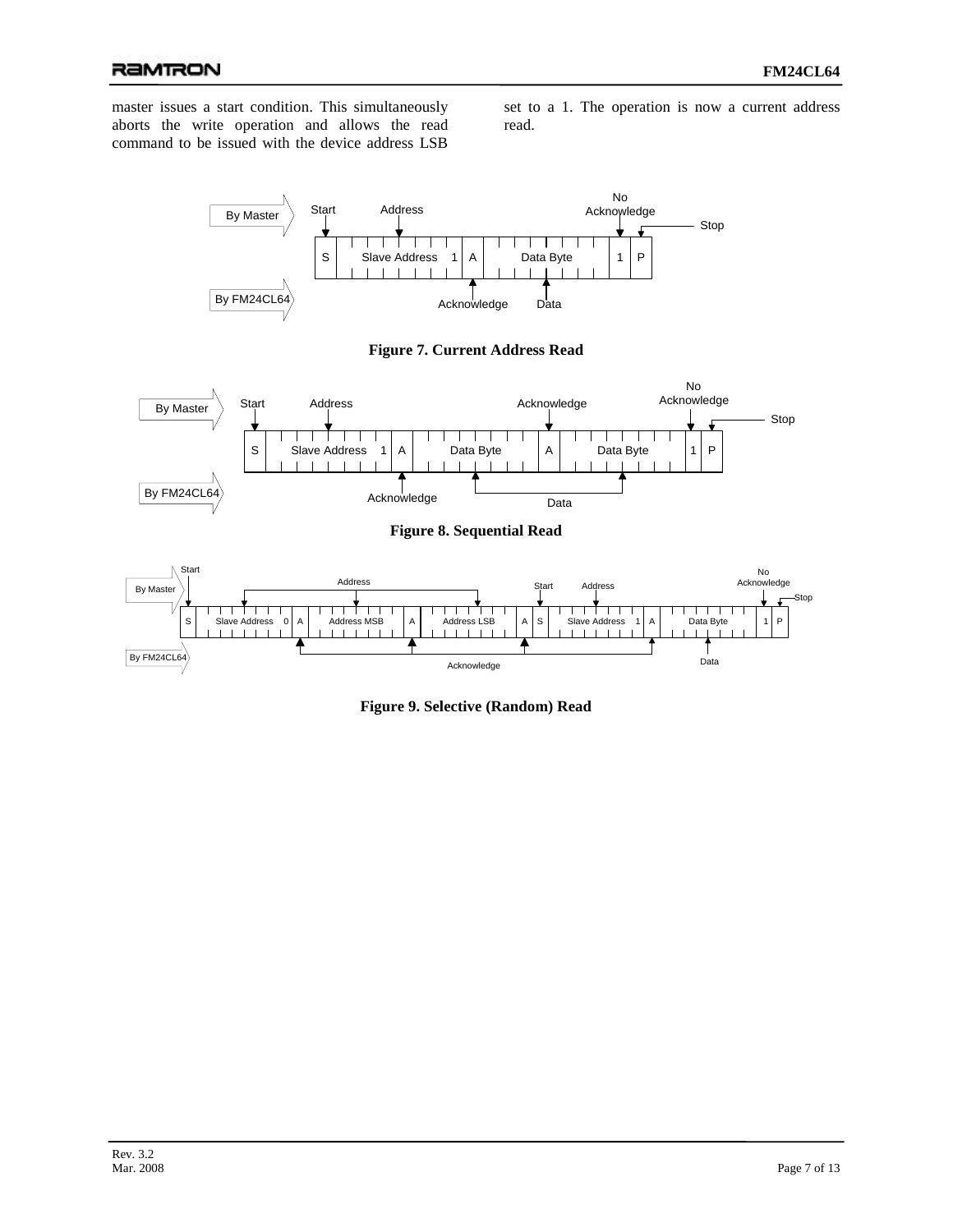master issues a start condition. This simultaneously aborts the write operation and allows the read command to be issued with the device address LSB set to a 1. The operation is now a current address read.

**Figure 7. Current Address Read**

**Figure 8. Sequential Read**

**Figure 9. Selective (Random) Read**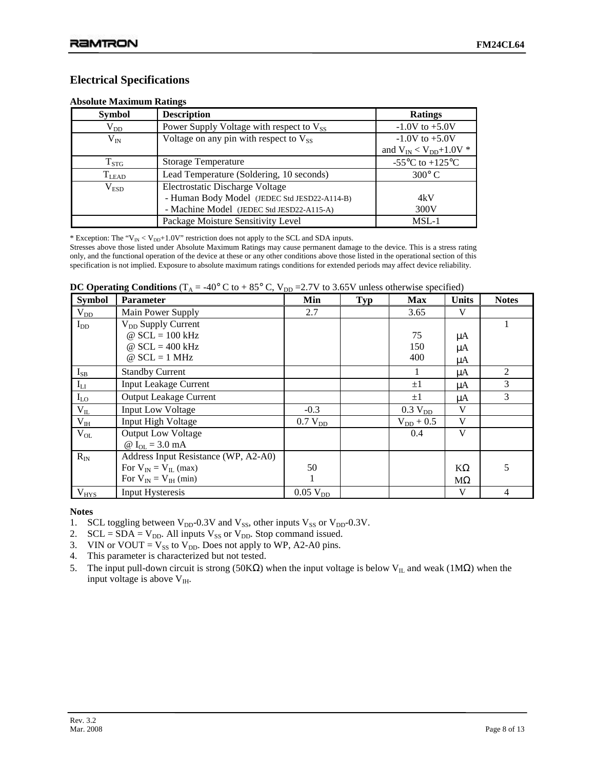## Electrical Specifications

**Absolute Maximum Ratings**

| Symbol | Description | Ratings |
|---|---|---|
| $V_{DD}$ | Power Supply Voltage with respect to $V_{SS}$ | -1.0V to +5.0V |
| $V_{IN}$ | Voltage on any pin with respect to $V_{SS}$ | -1.0V to +5.0V and $V_{IN} < V_{DD}$+1.0V * |
| $T_{STG}$ | Storage Temperature | -55°C to +125°C |
| $T_{LEAD}$ | Lead Temperature (Soldering, 10 seconds) | 300° C |
| $V_{ESD}$ | Electrostatic Discharge Voltage<br>- Human Body Model (JEDEC Std JESD22-A114-B)<br>- Machine Model (JEDEC Std JESD22-A115-A) | <br>4kV<br>300V |
| | Package Moisture Sensitivity Level | MSL-1 |

* Exception: The "$V_{IN} < V_{DD}$+1.0V" restriction does not apply to the SCL and SDA inputs.
Stresses above those listed under Absolute Maximum Ratings may cause permanent damage to the device. This is a stress rating only, and the functional operation of the device at these or any other conditions above those listed in the operational section of this specification is not implied. Exposure to absolute maximum ratings conditions for extended periods may affect device reliability.

**DC Operating Conditions** ($T_A$ = -40° C to + 85° C, $V_{DD}$ =2.7V to 3.65V unless otherwise specified)

| Symbol | Parameter | Min | Typ | Max | Units | Notes |
|---|---|---|---|---|---|---|
| $V_{DD}$ | Main Power Supply | 2.7 | | 3.65 | V | |
| $I_{DD}$ | $V_{DD}$ Supply Current<br>@ SCL = 100 kHz<br>@ SCL = 400 kHz<br>@ SCL = 1 MHz | | | <br>75<br>150<br>400 | <br>µA<br>µA<br>µA | 1 |
| $I_{SB}$ | Standby Current | | | 1 | µA | 2 |
| $I_{LI}$ | Input Leakage Current | | | ±1 | µA | 3 |
| $I_{LO}$ | Output Leakage Current | | | ±1 | µA | 3 |
| $V_{IL}$ | Input Low Voltage | -0.3 | | 0.3 $V_{DD}$ | V | |
| $V_{IH}$ | Input High Voltage | 0.7 $V_{DD}$ | | $V_{DD}$ + 0.5 | V | |
| $V_{OL}$ | Output Low Voltage<br>@ $I_{OL}$ = 3.0 mA | | | 0.4 | V | |
| $R_{IN}$ | Address Input Resistance (WP, A2-A0)<br>For $V_{IN} = V_{IL}$ (max)<br>For $V_{IN} = V_{IH}$ (min) | <br>50<br>1 | | | <br>KΩ<br>MΩ | 5 |
| $V_{HYS}$ | Input Hysteresis | 0.05 $V_{DD}$ | | | V | 4 |

**Notes**

1. SCL toggling between $V_{DD}$-0.3V and $V_{SS}$, other inputs $V_{SS}$ or $V_{DD}$-0.3V.
2. SCL = SDA = $V_{DD}$. All inputs $V_{SS}$ or $V_{DD}$. Stop command issued.
3. VIN or VOUT = $V_{SS}$ to $V_{DD}$. Does not apply to WP, A2-A0 pins.
4. This parameter is characterized but not tested.
5. The input pull-down circuit is strong (50KΩ) when the input voltage is below $V_{IL}$ and weak (1MΩ) when the input voltage is above $V_{IH}$.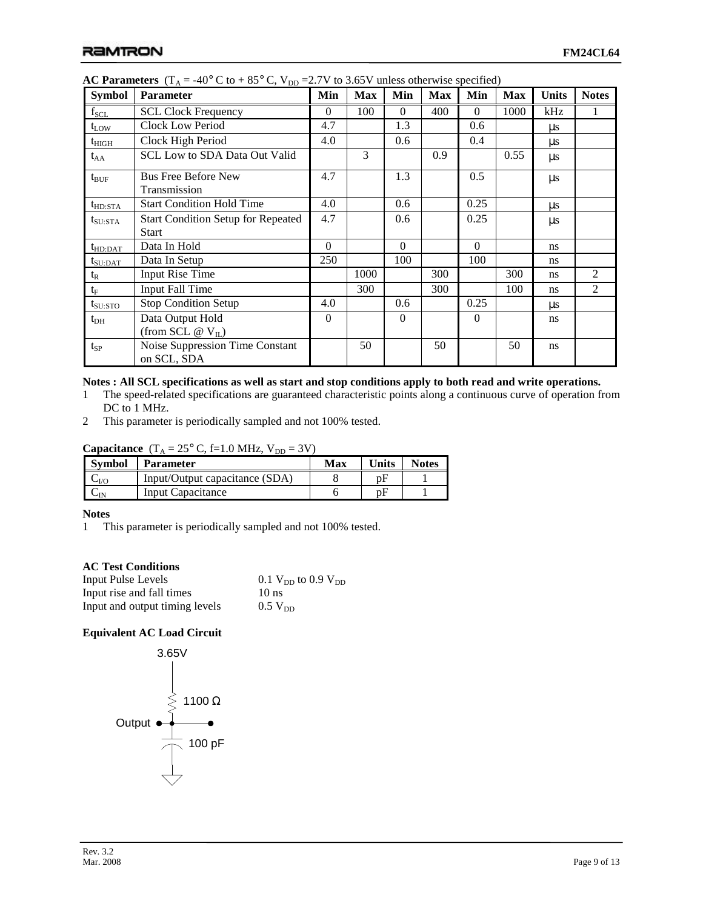**AC Parameters** ($T_A$ = -40° C to + 85° C, $V_{DD}$ =2.7V to 3.65V unless otherwise specified)

| Symbol | Parameter | Min | Max | Min | Max | Min | Max | Units | Notes |
|---|---|---|---|---|---|---|---|---|---|
| $f_{SCL}$ | SCL Clock Frequency | 0 | 100 | 0 | 400 | 0 | 1000 | kHz | 1 |
| $t_{LOW}$ | Clock Low Period | 4.7 | | 1.3 | | 0.6 | | μs | |
| $t_{HIGH}$ | Clock High Period | 4.0 | | 0.6 | | 0.4 | | μs | |
| $t_{AA}$ | SCL Low to SDA Data Out Valid | | 3 | | 0.9 | | 0.55 | μs | |
| $t_{BUF}$ | Bus Free Before New Transmission | 4.7 | | 1.3 | | 0.5 | | μs | |
| $t_{HD:STA}$ | Start Condition Hold Time | 4.0 | | 0.6 | | 0.25 | | μs | |
| $t_{SU:STA}$ | Start Condition Setup for Repeated Start | 4.7 | | 0.6 | | 0.25 | | μs | |
| $t_{HD:DAT}$ | Data In Hold | 0 | | 0 | | 0 | | ns | |
| $t_{SU:DAT}$ | Data In Setup | 250 | | 100 | | 100 | | ns | |
| $t_R$ | Input Rise Time | | 1000 | | 300 | | 300 | ns | 2 |
| $t_F$ | Input Fall Time | | 300 | | 300 | | 100 | ns | 2 |
| $t_{SU:STO}$ | Stop Condition Setup | 4.0 | | 0.6 | | 0.25 | | μs | |
| $t_{DH}$ | Data Output Hold (from SCL @ $V_{IL}$) | 0 | | 0 | | 0 | | ns | |
| $t_{SP}$ | Noise Suppression Time Constant on SCL, SDA | | 50 | | 50 | | 50 | ns | |

**Notes : All SCL specifications as well as start and stop conditions apply to both read and write operations.**

1. The speed-related specifications are guaranteed characteristic points along a continuous curve of operation from DC to 1 MHz.
2. This parameter is periodically sampled and not 100% tested.

**Capacitance** ($T_A$ = 25° C, f=1.0 MHz, $V_{DD}$ = 3V)

| Symbol | Parameter | Max | Units | Notes |
|---|---|---|---|---|
| $C_{I/O}$ | Input/Output capacitance (SDA) | 8 | pF | 1 |
| $C_{IN}$ | Input Capacitance | 6 | pF | 1 |

**Notes**

1. This parameter is periodically sampled and not 100% tested.

**AC Test Conditions**

| | |
|---|---|
| Input Pulse Levels | 0.1 $V_{DD}$ to 0.9 $V_{DD}$ |
| Input rise and fall times | 10 ns |
| Input and output timing levels | 0.5 $V_{DD}$ |

**Equivalent AC Load Circuit**

3.65V

1100 Ω

Output

100 pF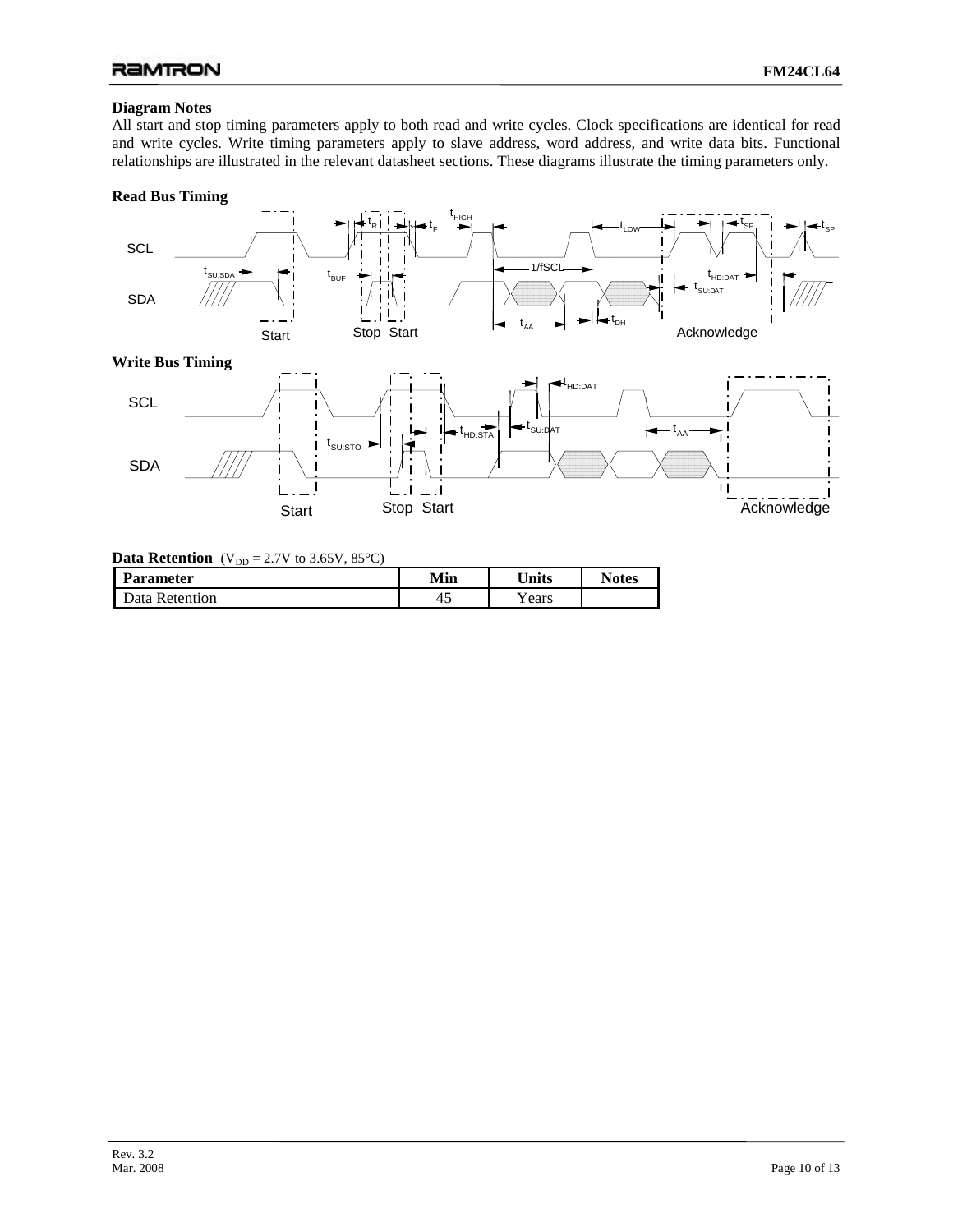**Diagram Notes**

All start and stop timing parameters apply to both read and write cycles. Clock specifications are identical for read and write cycles. Write timing parameters apply to slave address, word address, and write data bits. Functional relationships are illustrated in the relevant datasheet sections. These diagrams illustrate the timing parameters only.

**Read Bus Timing**

**Write Bus Timing**

**Data Retention** ($V_{DD}$ = 2.7V to 3.65V, 85°C)

| Parameter | Min | Units | Notes |
|---|---|---|---|
| Data Retention | 45 | Years | |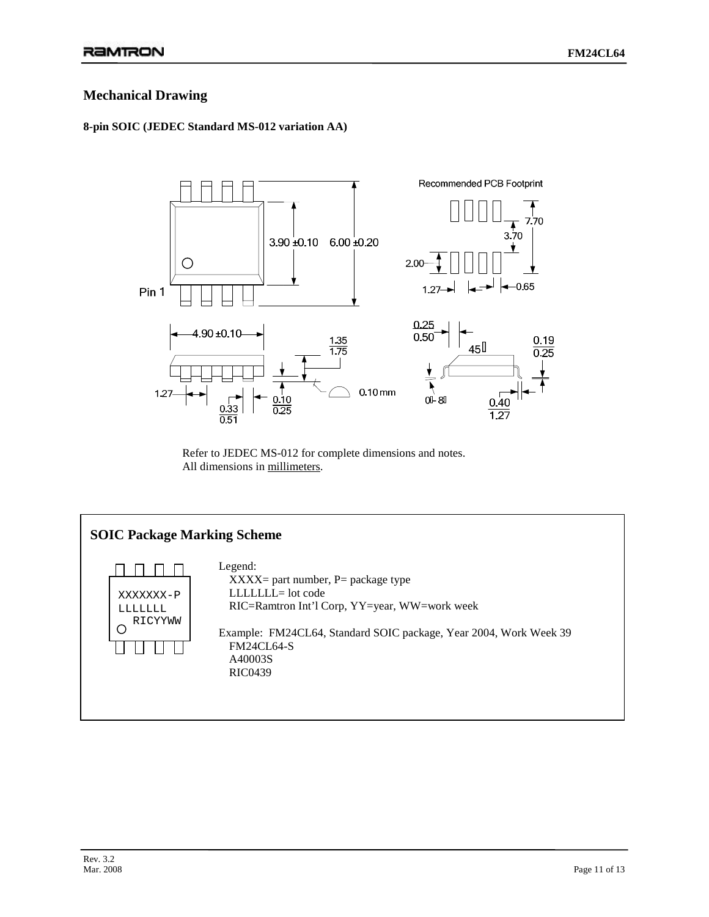## Mechanical Drawing

**8-pin SOIC (JEDEC Standard MS-012 variation AA)**

Refer to JEDEC MS-012 for complete dimensions and notes.
All dimensions in millimeters.

### SOIC Package Marking Scheme

```
XXXXXXX-P
LLLLLLL
  RICYYWW
```

Legend:
- XXXX= part number, P= package type
- LLLLLLL= lot code
- RIC=Ramtron Int'l Corp, YY=year, WW=work week

Example: FM24CL64, Standard SOIC package, Year 2004, Work Week 39

```
FM24CL64-S
A40003S
RIC0439
```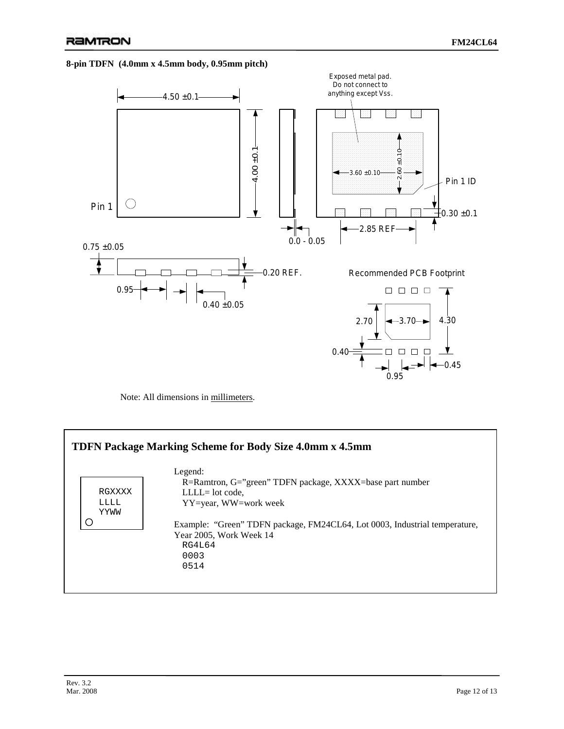**8-pin TDFN (4.0mm x 4.5mm body, 0.95mm pitch)**

Exposed metal pad. Do not connect to anything except Vss.

4.50 ±0.1

4.00 ±0.1

3.60 ±0.10

2.60 ±0.10

Pin 1 ID

Pin 1

0.30 ±0.1

2.85 REF

0.0 - 0.05

0.75 ±0.05

0.20 REF.

0.95

0.40 ±0.05

Recommended PCB Footprint

2.70

3.70

4.30

0.40

0.45

0.95

Note: All dimensions in millimeters.

## TDFN Package Marking Scheme for Body Size 4.0mm x 4.5mm

```
RGXXXX
LLLL
YYWW
```

Legend:
R=Ramtron, G=”green” TDFN package, XXXX=base part number
LLLL= lot code,
YY=year, WW=work week

Example: “Green” TDFN package, FM24CL64, Lot 0003, Industrial temperature, Year 2005, Work Week 14

```
RG4L64
0003
0514
```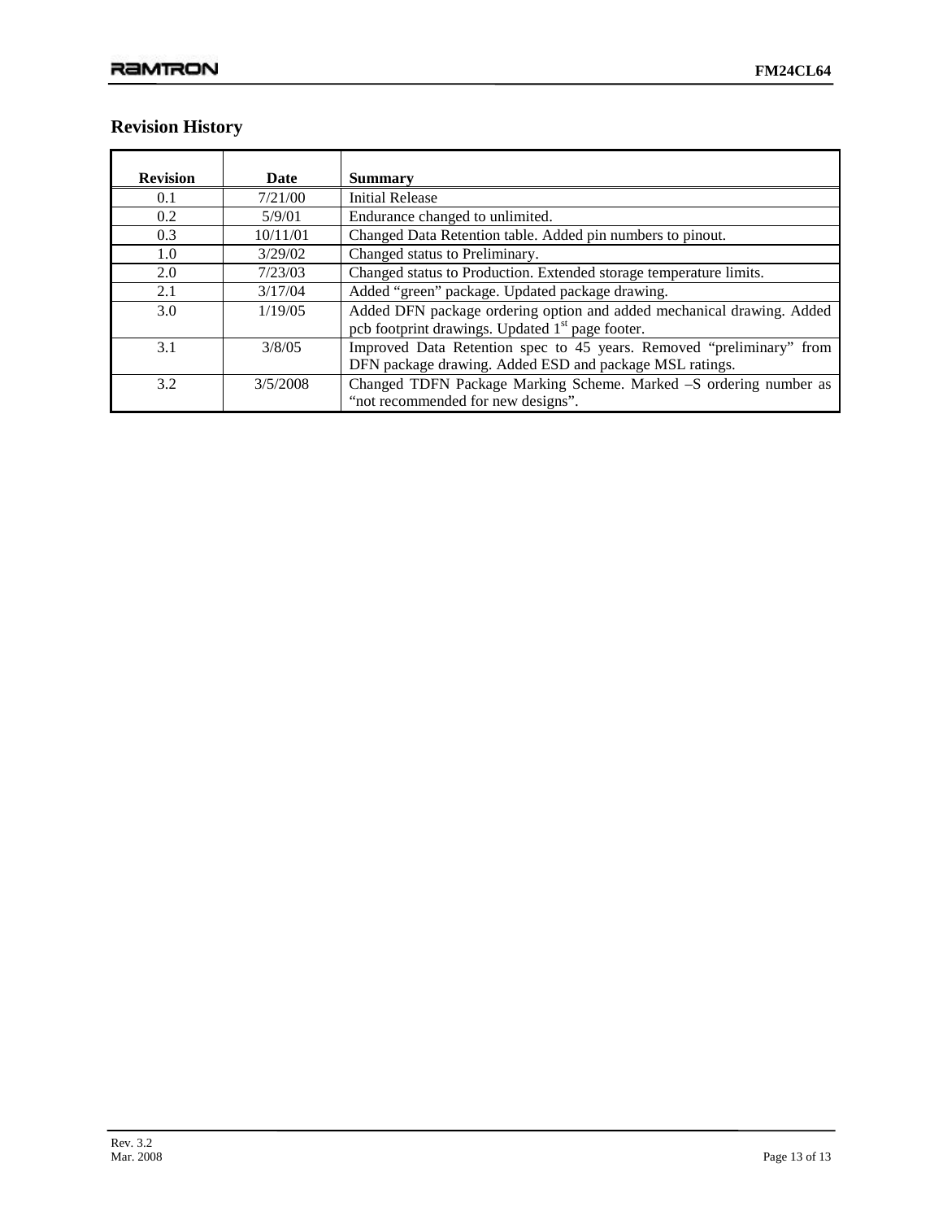## Revision History

| Revision | Date | Summary |
|---|---|---|
| 0.1 | 7/21/00 | Initial Release |
| 0.2 | 5/9/01 | Endurance changed to unlimited. |
| 0.3 | 10/11/01 | Changed Data Retention table. Added pin numbers to pinout. |
| 1.0 | 3/29/02 | Changed status to Preliminary. |
| 2.0 | 7/23/03 | Changed status to Production. Extended storage temperature limits. |
| 2.1 | 3/17/04 | Added "green" package. Updated package drawing. |
| 3.0 | 1/19/05 | Added DFN package ordering option and added mechanical drawing. Added pcb footprint drawings. Updated 1st page footer. |
| 3.1 | 3/8/05 | Improved Data Retention spec to 45 years. Removed "preliminary" from DFN package drawing. Added ESD and package MSL ratings. |
| 3.2 | 3/5/2008 | Changed TDFN Package Marking Scheme. Marked –S ordering number as "not recommended for new designs". |